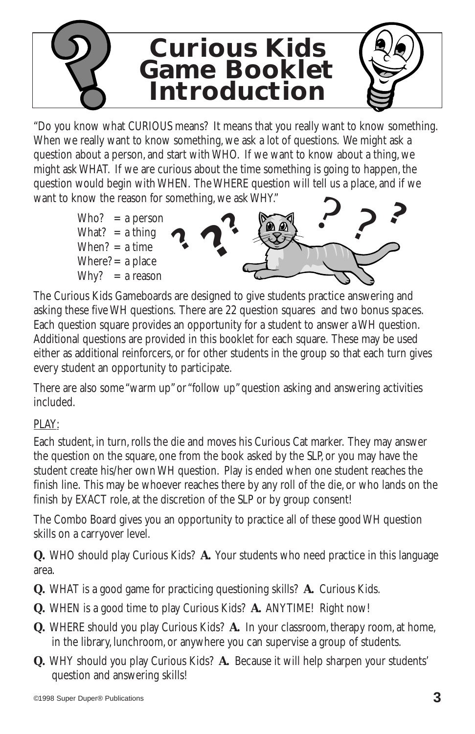# Curious Kids Game Booklet Introduction

"Do you know what CURIOUS means? It means that you really want to know something. When we really want to know something, we ask a lot of questions. We might ask a question about a person, and start with WHO. If we want to know about a thing, we might ask WHAT. If we are curious about the time something is going to happen, the question would begin with WHEN. The WHERE question will tell us a place, and if we want to know the reason for something, we ask WHY."

Who? = a person
What? = a thing
When? = a time
Where? = a place
Why? = a reason

The Curious Kids Gameboards are designed to give students practice answering and asking these five WH questions. There are 22 question squares and two bonus spaces. Each question square provides an opportunity for a student to answer a WH question. Additional questions are provided in this booklet for each square. These may be used either as additional reinforcers, or for other students in the group so that each turn gives every student an opportunity to participate.

There are also some "warm up" or "follow up" question asking and answering activities included.

PLAY:

Each student, in turn, rolls the die and moves his Curious Cat marker. They may answer the question on the square, one from the book asked by the SLP, or you may have the student create his/her own WH question. Play is ended when one student reaches the finish line. This may be whoever reaches there by any roll of the die, or who lands on the finish by EXACT role, at the discretion of the SLP or by group consent!

The Combo Board gives you an opportunity to practice all of these good WH question skills on a carryover level.

**Q.** WHO should play Curious Kids? **A.** Your students who need practice in this language area.

**Q.** WHAT is a good game for practicing questioning skills? **A.** Curious Kids.

**Q.** WHEN is a good time to play Curious Kids? **A.** ANYTIME! Right now!

**Q.** WHERE should you play Curious Kids? **A.** In your classroom, therapy room, at home, in the library, lunchroom, or anywhere you can supervise a group of students.

**Q.** WHY should you play Curious Kids? **A.** Because it will help sharpen your students' question and answering skills!

©1998 Super Duper® Publications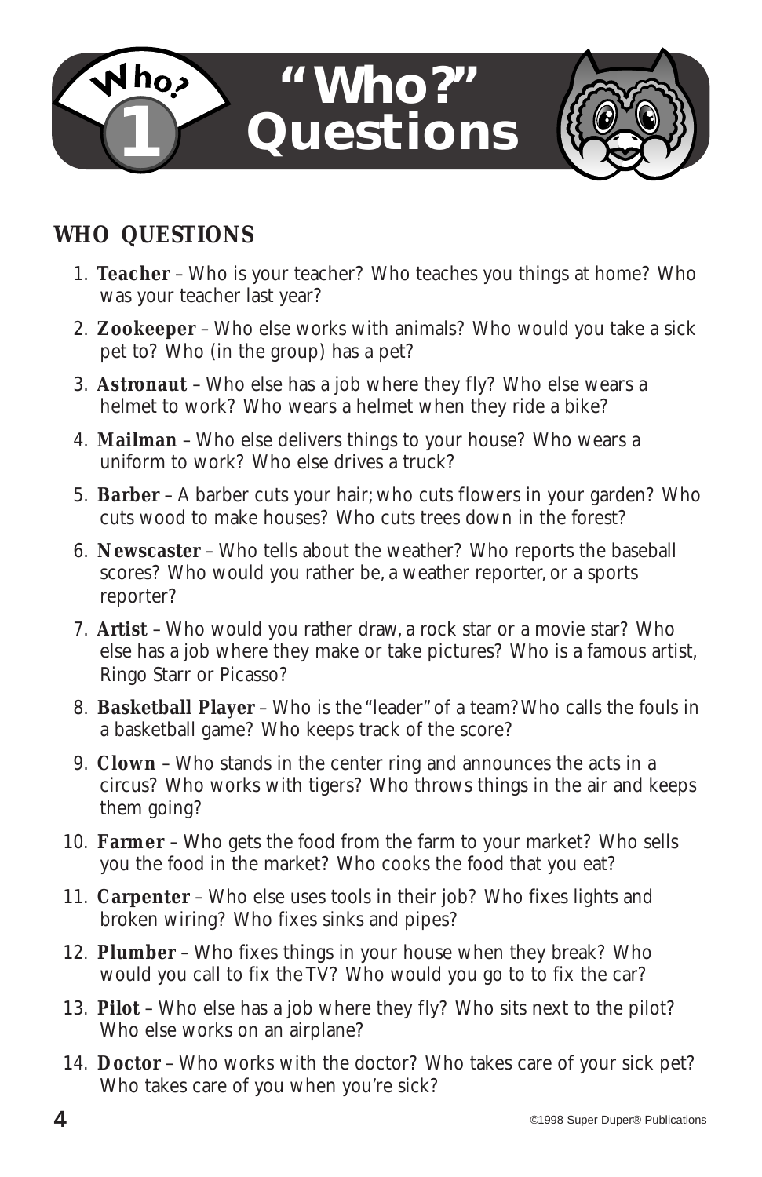# "Who?" Questions

## WHO QUESTIONS

1. **Teacher** – Who is your teacher? Who teaches you things at home? Who was your teacher last year?
2. **Zookeeper** – Who else works with animals? Who would you take a sick pet to? Who (in the group) has a pet?
3. **Astronaut** – Who else has a job where they fly? Who else wears a helmet to work? Who wears a helmet when they ride a bike?
4. **Mailman** – Who else delivers things to your house? Who wears a uniform to work? Who else drives a truck?
5. **Barber** – A barber cuts your hair; who cuts flowers in your garden? Who cuts wood to make houses? Who cuts trees down in the forest?
6. **Newscaster** – Who tells about the weather? Who reports the baseball scores? Who would you rather be, a weather reporter, or a sports reporter?
7. **Artist** – Who would you rather draw, a rock star or a movie star? Who else has a job where they make or take pictures? Who is a famous artist, Ringo Starr or Picasso?
8. **Basketball Player** – Who is the "leader" of a team? Who calls the fouls in a basketball game? Who keeps track of the score?
9. **Clown** – Who stands in the center ring and announces the acts in a circus? Who works with tigers? Who throws things in the air and keeps them going?
10. **Farmer** – Who gets the food from the farm to your market? Who sells you the food in the market? Who cooks the food that you eat?
11. **Carpenter** – Who else uses tools in their job? Who fixes lights and broken wiring? Who fixes sinks and pipes?
12. **Plumber** – Who fixes things in your house when they break? Who would you call to fix the TV? Who would you go to to fix the car?
13. **Pilot** – Who else has a job where they fly? Who sits next to the pilot? Who else works on an airplane?
14. **Doctor** – Who works with the doctor? Who takes care of your sick pet? Who takes care of you when you're sick?

©1998 Super Duper® Publications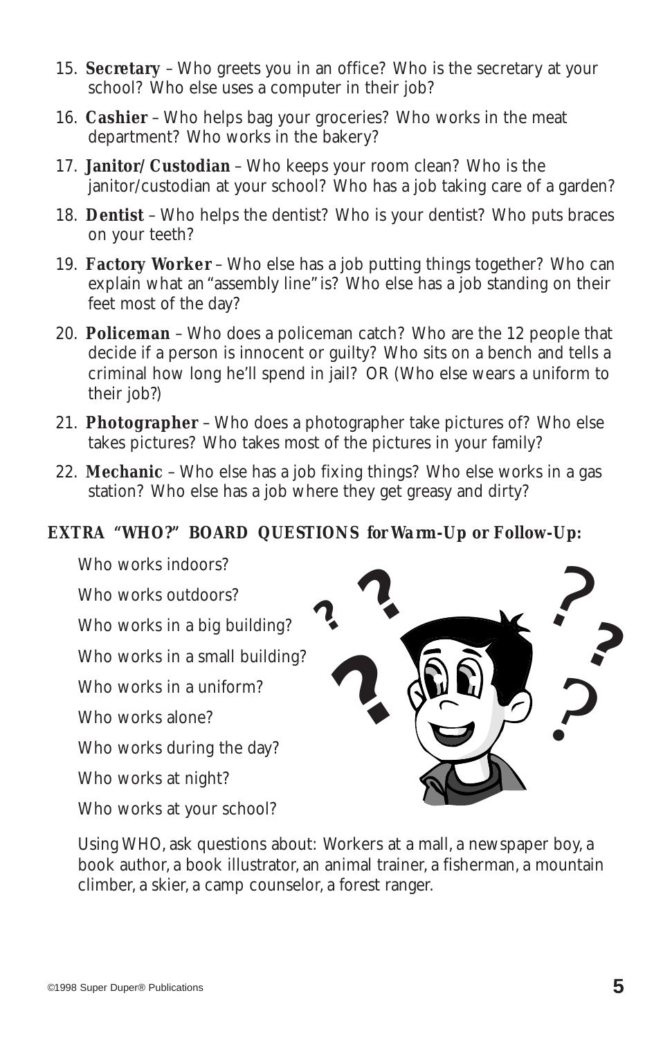15. **Secretary** – Who greets you in an office? Who is the secretary at your school? Who else uses a computer in their job?
16. **Cashier** – Who helps bag your groceries? Who works in the meat department? Who works in the bakery?
17. **Janitor/Custodian** – Who keeps your room clean? Who is the janitor/custodian at your school? Who has a job taking care of a garden?
18. **Dentist** – Who helps the dentist? Who is your dentist? Who puts braces on your teeth?
19. **Factory Worker** – Who else has a job putting things together? Who can explain what an "assembly line" is? Who else has a job standing on their feet most of the day?
20. **Policeman** – Who does a policeman catch? Who are the 12 people that decide if a person is innocent or guilty? Who sits on a bench and tells a criminal how long he'll spend in jail? OR (Who else wears a uniform to their job?)
21. **Photographer** – Who does a photographer take pictures of? Who else takes pictures? Who takes most of the pictures in your family?
22. **Mechanic** – Who else has a job fixing things? Who else works in a gas station? Who else has a job where they get greasy and dirty?

**EXTRA "WHO?" BOARD QUESTIONS for Warm-Up or Follow-Up:**

Who works indoors?

Who works outdoors?

Who works in a big building?

Who works in a small building?

Who works in a uniform?

Who works alone?

Who works during the day?

Who works at night?

Who works at your school?

Using WHO, ask questions about: Workers at a mall, a newspaper boy, a book author, a book illustrator, an animal trainer, a fisherman, a mountain climber, a skier, a camp counselor, a forest ranger.